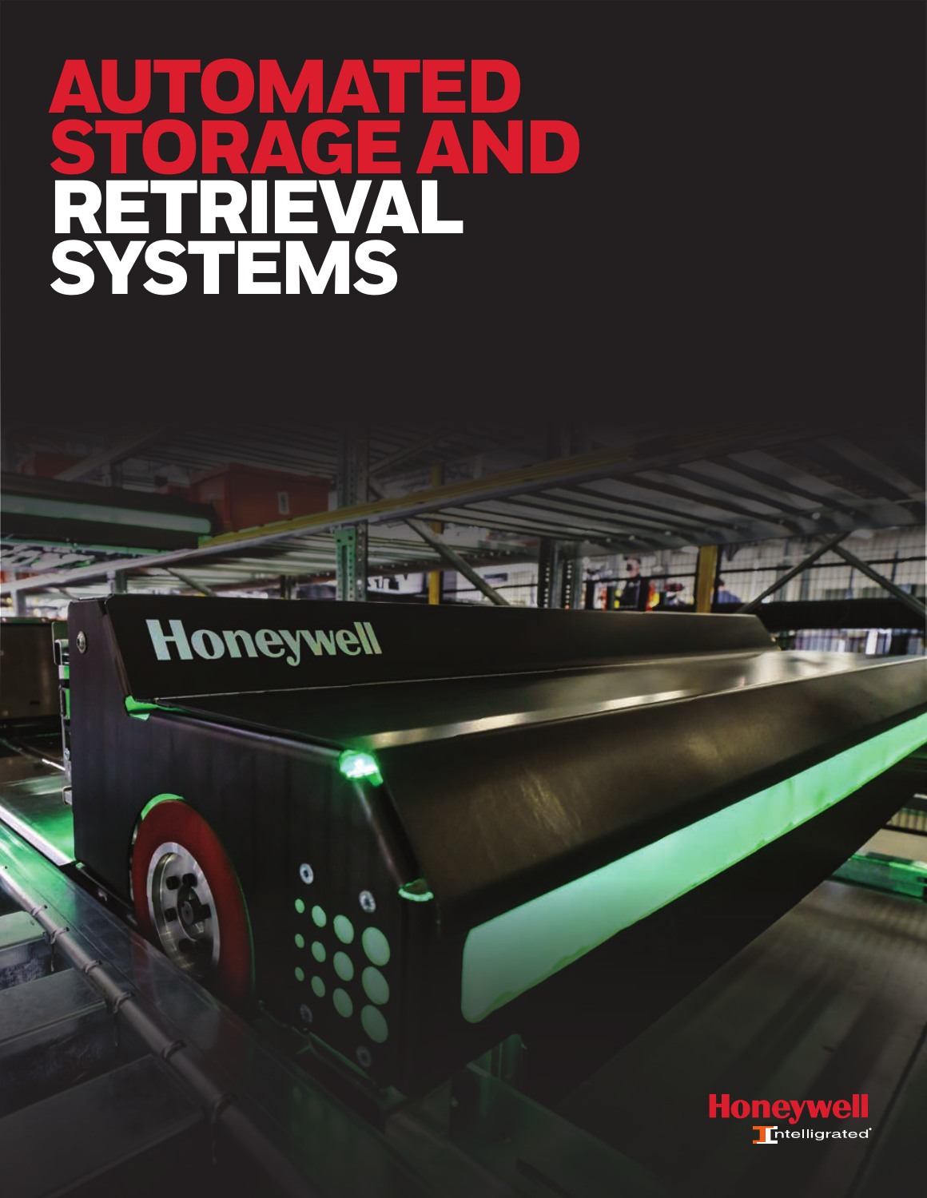# AUTOMATED STORAGE AND RETRIEVAL SYSTEMS

Honeywell
Intelligrated®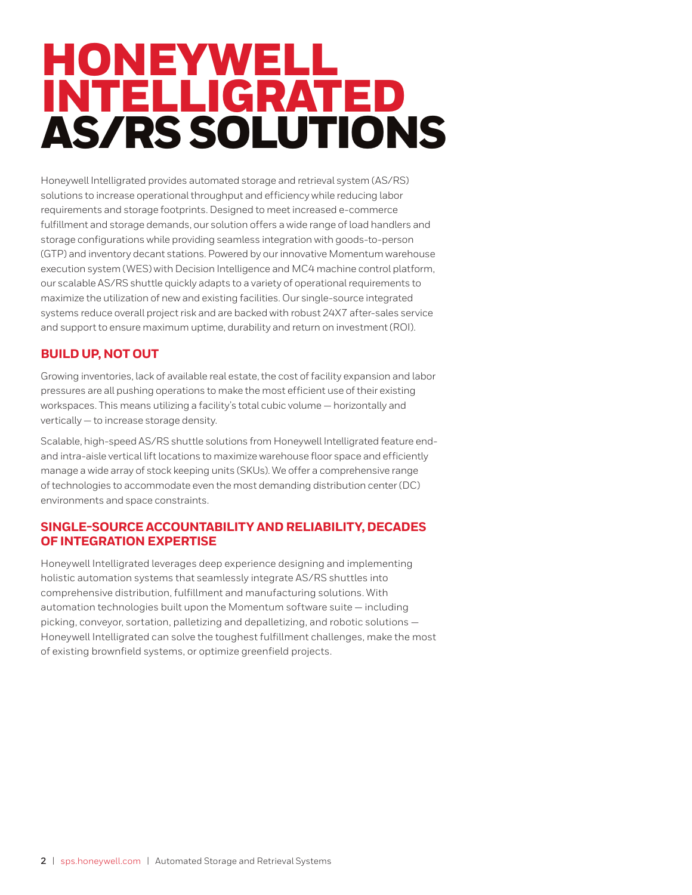# HONEYWELL INTELLIGRATED AS/RS SOLUTIONS

Honeywell Intelligrated provides automated storage and retrieval system (AS/RS) solutions to increase operational throughput and efficiency while reducing labor requirements and storage footprints. Designed to meet increased e-commerce fulfillment and storage demands, our solution offers a wide range of load handlers and storage configurations while providing seamless integration with goods-to-person (GTP) and inventory decant stations. Powered by our innovative Momentum warehouse execution system (WES) with Decision Intelligence and MC4 machine control platform, our scalable AS/RS shuttle quickly adapts to a variety of operational requirements to maximize the utilization of new and existing facilities. Our single-source integrated systems reduce overall project risk and are backed with robust 24X7 after-sales service and support to ensure maximum uptime, durability and return on investment (ROI).

## BUILD UP, NOT OUT

Growing inventories, lack of available real estate, the cost of facility expansion and labor pressures are all pushing operations to make the most efficient use of their existing workspaces. This means utilizing a facility's total cubic volume — horizontally and vertically — to increase storage density.

Scalable, high-speed AS/RS shuttle solutions from Honeywell Intelligrated feature end- and intra-aisle vertical lift locations to maximize warehouse floor space and efficiently manage a wide array of stock keeping units (SKUs). We offer a comprehensive range of technologies to accommodate even the most demanding distribution center (DC) environments and space constraints.

## SINGLE-SOURCE ACCOUNTABILITY AND RELIABILITY, DECADES OF INTEGRATION EXPERTISE

Honeywell Intelligrated leverages deep experience designing and implementing holistic automation systems that seamlessly integrate AS/RS shuttles into comprehensive distribution, fulfillment and manufacturing solutions. With automation technologies built upon the Momentum software suite — including picking, conveyor, sortation, palletizing and depalletizing, and robotic solutions — Honeywell Intelligrated can solve the toughest fulfillment challenges, make the most of existing brownfield systems, or optimize greenfield projects.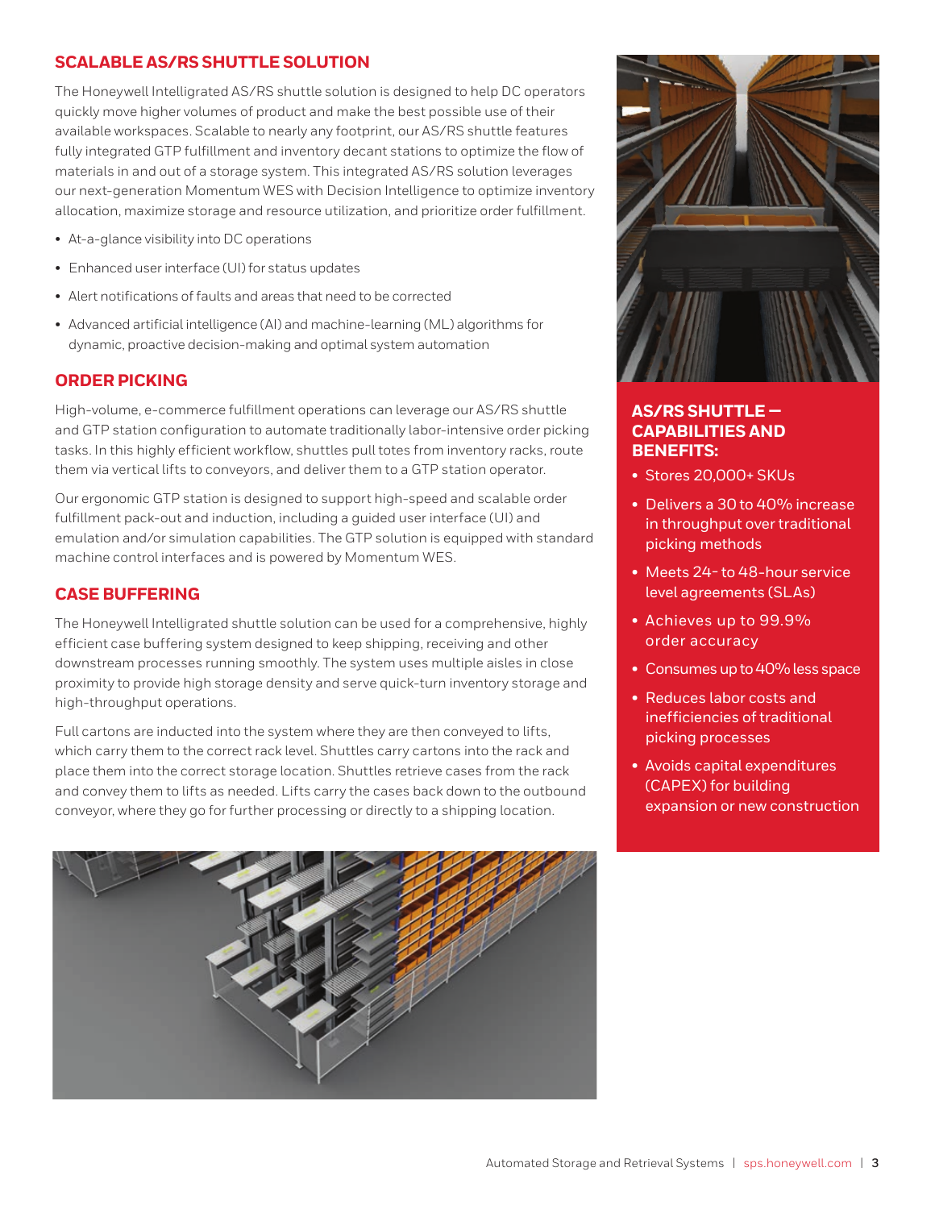## SCALABLE AS/RS SHUTTLE SOLUTION

The Honeywell Intelligrated AS/RS shuttle solution is designed to help DC operators quickly move higher volumes of product and make the best possible use of their available workspaces. Scalable to nearly any footprint, our AS/RS shuttle features fully integrated GTP fulfillment and inventory decant stations to optimize the flow of materials in and out of a storage system. This integrated AS/RS solution leverages our next-generation Momentum WES with Decision Intelligence to optimize inventory allocation, maximize storage and resource utilization, and prioritize order fulfillment.

- At-a-glance visibility into DC operations
- Enhanced user interface (UI) for status updates
- Alert notifications of faults and areas that need to be corrected
- Advanced artificial intelligence (AI) and machine-learning (ML) algorithms for dynamic, proactive decision-making and optimal system automation

## ORDER PICKING

High-volume, e-commerce fulfillment operations can leverage our AS/RS shuttle and GTP station configuration to automate traditionally labor-intensive order picking tasks. In this highly efficient workflow, shuttles pull totes from inventory racks, route them via vertical lifts to conveyors, and deliver them to a GTP station operator.

Our ergonomic GTP station is designed to support high-speed and scalable order fulfillment pack-out and induction, including a guided user interface (UI) and emulation and/or simulation capabilities. The GTP solution is equipped with standard machine control interfaces and is powered by Momentum WES.

## CASE BUFFERING

The Honeywell Intelligrated shuttle solution can be used for a comprehensive, highly efficient case buffering system designed to keep shipping, receiving and other downstream processes running smoothly. The system uses multiple aisles in close proximity to provide high storage density and serve quick-turn inventory storage and high-throughput operations.

Full cartons are inducted into the system where they are then conveyed to lifts, which carry them to the correct rack level. Shuttles carry cartons into the rack and place them into the correct storage location. Shuttles retrieve cases from the rack and convey them to lifts as needed. Lifts carry the cases back down to the outbound conveyor, where they go for further processing or directly to a shipping location.

### AS/RS SHUTTLE — CAPABILITIES AND BENEFITS:

- Stores 20,000+ SKUs
- Delivers a 30 to 40% increase in throughput over traditional picking methods
- Meets 24- to 48-hour service level agreements (SLAs)
- Achieves up to 99.9% order accuracy
- Consumes up to 40% less space
- Reduces labor costs and inefficiencies of traditional picking processes
- Avoids capital expenditures (CAPEX) for building expansion or new construction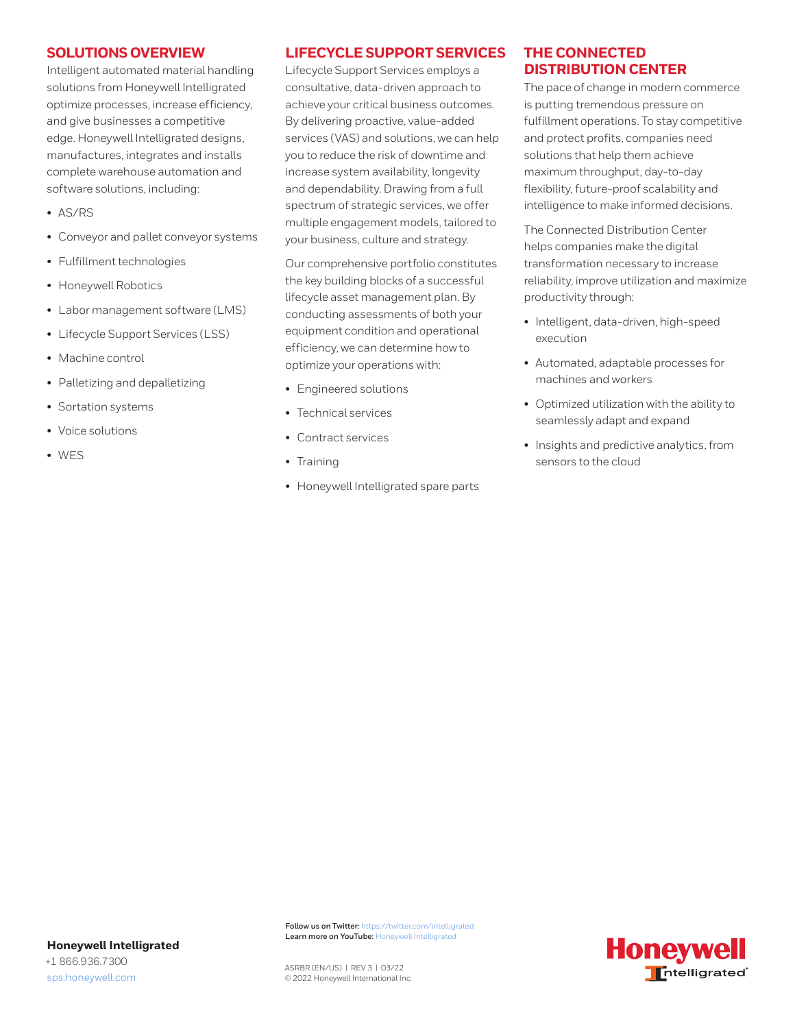## SOLUTIONS OVERVIEW

Intelligent automated material handling solutions from Honeywell Intelligrated optimize processes, increase efficiency, and give businesses a competitive edge. Honeywell Intelligrated designs, manufactures, integrates and installs complete warehouse automation and software solutions, including:

- AS/RS
- Conveyor and pallet conveyor systems
- Fulfillment technologies
- Honeywell Robotics
- Labor management software (LMS)
- Lifecycle Support Services (LSS)
- Machine control
- Palletizing and depalletizing
- Sortation systems
- Voice solutions
- WES

## LIFECYCLE SUPPORT SERVICES

Lifecycle Support Services employs a consultative, data-driven approach to achieve your critical business outcomes. By delivering proactive, value-added services (VAS) and solutions, we can help you to reduce the risk of downtime and increase system availability, longevity and dependability. Drawing from a full spectrum of strategic services, we offer multiple engagement models, tailored to your business, culture and strategy.

Our comprehensive portfolio constitutes the key building blocks of a successful lifecycle asset management plan. By conducting assessments of both your equipment condition and operational efficiency, we can determine how to optimize your operations with:

- Engineered solutions
- Technical services
- Contract services
- Training
- Honeywell Intelligrated spare parts

## THE CONNECTED DISTRIBUTION CENTER

The pace of change in modern commerce is putting tremendous pressure on fulfillment operations. To stay competitive and protect profits, companies need solutions that help them achieve maximum throughput, day-to-day flexibility, future-proof scalability and intelligence to make informed decisions.

The Connected Distribution Center helps companies make the digital transformation necessary to increase reliability, improve utilization and maximize productivity through:

- Intelligent, data-driven, high-speed execution
- Automated, adaptable processes for machines and workers
- Optimized utilization with the ability to seamlessly adapt and expand
- Insights and predictive analytics, from sensors to the cloud

**Honeywell Intelligrated**
+1 866.936.7300
sps.honeywell.com

**Follow us on Twitter:** https://twitter.com/intelligrated
**Learn more on YouTube:** Honeywell Intelligrated

ASRBR (EN/US) | REV 3 | 03/22
© 2022 Honeywell International Inc.

Honeywell Intelligrated®